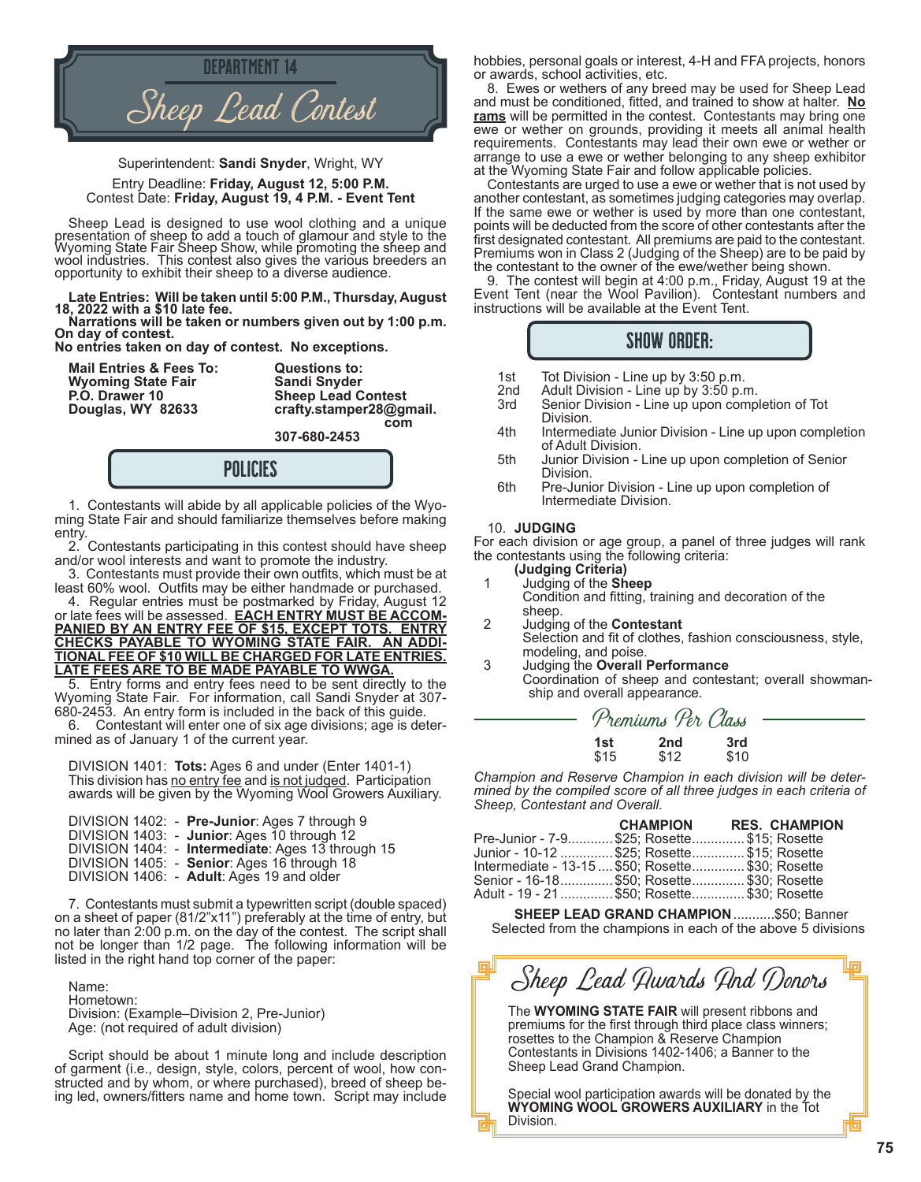# DEPARTMENT 14

# Sheep Lead Contest

Superintendent: **Sandi Snyder**, Wright, WY

Entry Deadline: **Friday, August 12, 5:00 P.M.**
Contest Date: **Friday, August 19, 4 P.M. - Event Tent**

Sheep Lead is designed to use wool clothing and a unique presentation of sheep to add a touch of glamour and style to the Wyoming State Fair Sheep Show, while promoting the sheep and wool industries. This contest also gives the various breeders an opportunity to exhibit their sheep to a diverse audience.

**Late Entries: Will be taken until 5:00 P.M., Thursday, August 18, 2022 with a $10 late fee.**
**Narrations will be taken or numbers given out by 1:00 p.m. On day of contest.**
**No entries taken on day of contest. No exceptions.**

**Mail Entries & Fees To:**
**Wyoming State Fair**
**P.O. Drawer 10**
**Douglas, WY 82633**

**Questions to:**
**Sandi Snyder**
**Sheep Lead Contest**
**crafty.stamper28@gmail.com**
**307-680-2453**

## POLICIES

1. Contestants will abide by all applicable policies of the Wyoming State Fair and should familiarize themselves before making entry.
2. Contestants participating in this contest should have sheep and/or wool interests and want to promote the industry.
3. Contestants must provide their own outfits, which must be at least 60% wool. Outfits may be either handmade or purchased.
4. Regular entries must be postmarked by Friday, August 12 or late fees will be assessed. **EACH ENTRY MUST BE ACCOMPANIED BY AN ENTRY FEE OF $15, EXCEPT TOTS. ENTRY CHECKS PAYABLE TO WYOMING STATE FAIR. AN ADDITIONAL FEE OF $10 WILL BE CHARGED FOR LATE ENTRIES. LATE FEES ARE TO BE MADE PAYABLE TO WWGA.**
5. Entry forms and entry fees need to be sent directly to the Wyoming State Fair. For information, call Sandi Snyder at 307-680-2453. An entry form is included in the back of this guide.
6. Contestant will enter one of six age divisions; age is determined as of January 1 of the current year.

DIVISION 1401: **Tots:** Ages 6 and under (Enter 1401-1)
This division has no entry fee and is not judged. Participation awards will be given by the Wyoming Wool Growers Auxiliary.

DIVISION 1402: - **Pre-Junior**: Ages 7 through 9
DIVISION 1403: - **Junior**: Ages 10 through 12
DIVISION 1404: - **Intermediate**: Ages 13 through 15
DIVISION 1405: - **Senior**: Ages 16 through 18
DIVISION 1406: - **Adult**: Ages 19 and older

7. Contestants must submit a typewritten script (double spaced) on a sheet of paper (81/2"x11") preferably at the time of entry, but no later than 2:00 p.m. on the day of the contest. The script shall not be longer than 1/2 page. The following information will be listed in the right hand top corner of the paper:

Name:
Hometown:
Division: (Example–Division 2, Pre-Junior)
Age: (not required of adult division)

Script should be about 1 minute long and include description of garment (i.e., design, style, colors, percent of wool, how constructed and by whom, or where purchased), breed of sheep being led, owners/fitters name and home town. Script may include hobbies, personal goals or interest, 4-H and FFA projects, honors or awards, school activities, etc.

8. Ewes or wethers of any breed may be used for Sheep Lead and must be conditioned, fitted, and trained to show at halter. **No rams** will be permitted in the contest. Contestants may bring one ewe or wether on grounds, providing it meets all animal health requirements. Contestants may lead their own ewe or wether or arrange to use a ewe or wether belonging to any sheep exhibitor at the Wyoming State Fair and follow applicable policies.

Contestants are urged to use a ewe or wether that is not used by another contestant, as sometimes judging categories may overlap. If the same ewe or wether is used by more than one contestant, points will be deducted from the score of other contestants after the first designated contestant. All premiums are paid to the contestant. Premiums won in Class 2 (Judging of the Sheep) are to be paid by the contestant to the owner of the ewe/wether being shown.

9. The contest will begin at 4:00 p.m., Friday, August 19 at the Event Tent (near the Wool Pavilion). Contestant numbers and instructions will be available at the Event Tent.

## SHOW ORDER:

1st Tot Division - Line up by 3:50 p.m.
2nd Adult Division - Line up by 3:50 p.m.
3rd Senior Division - Line up upon completion of Tot Division.
4th Intermediate Junior Division - Line up upon completion of Adult Division.
5th Junior Division - Line up upon completion of Senior Division.
6th Pre-Junior Division - Line up upon completion of Intermediate Division.

10. **JUDGING**
For each division or age group, a panel of three judges will rank the contestants using the following criteria:

**(Judging Criteria)**

1. Judging of the **Sheep**
   Condition and fitting, training and decoration of the sheep.
2. Judging of the **Contestant**
   Selection and fit of clothes, fashion consciousness, style, modeling, and poise.
3. Judging the **Overall Performance**
   Coordination of sheep and contestant; overall showmanship and overall appearance.

## Premiums Per Class

| 1st | 2nd | 3rd |
|---|---|---|
| $15 | $12 | $10 |

*Champion and Reserve Champion in each division will be determined by the compiled score of all three judges in each criteria of Sheep, Contestant and Overall.*

| | CHAMPION | RES. CHAMPION |
|---|---|---|
| Pre-Junior - 7-9 | $25; Rosette | $15; Rosette |
| Junior - 10-12 | $25; Rosette | $15; Rosette |
| Intermediate - 13-15 | $50; Rosette | $30; Rosette |
| Senior - 16-18 | $50; Rosette | $30; Rosette |
| Adult - 19 - 21 | $50; Rosette | $30; Rosette |

**SHEEP LEAD GRAND CHAMPION**...........$50; Banner
Selected from the champions in each of the above 5 divisions

## Sheep Lead Awards And Donors

The **WYOMING STATE FAIR** will present ribbons and premiums for the first through third place class winners; rosettes to the Champion & Reserve Champion Contestants in Divisions 1402-1406; a Banner to the Sheep Lead Grand Champion.

Special wool participation awards will be donated by the **WYOMING WOOL GROWERS AUXILIARY** in the Tot Division.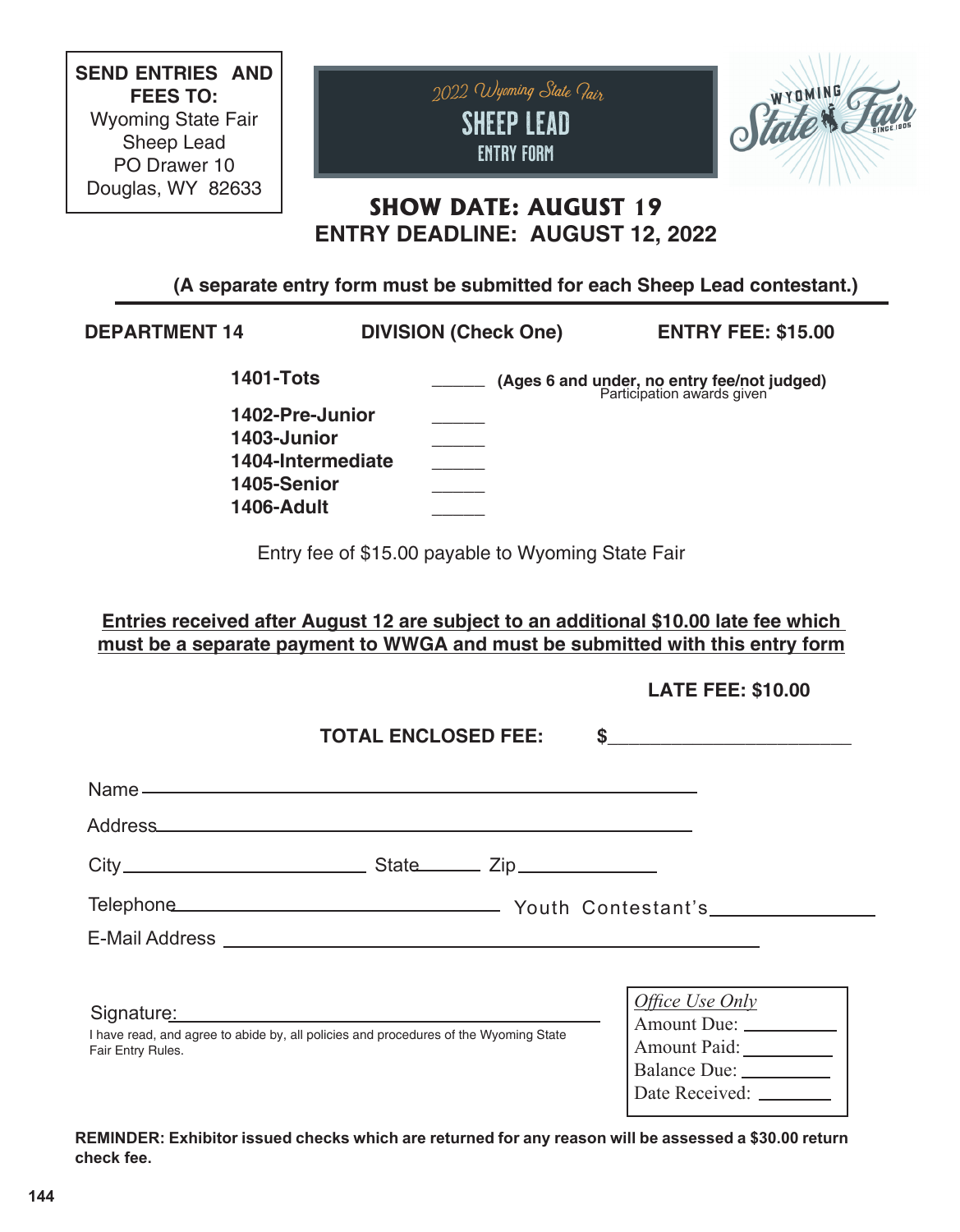**SEND ENTRIES AND FEES TO:**
Wyoming State Fair
Sheep Lead
PO Drawer 10
Douglas, WY 82633

2022 Wyoming State Fair

# SHEEP LEAD

## ENTRY FORM

Wyoming State Fair SINCE 1905

## SHOW DATE: AUGUST 19

## ENTRY DEADLINE: AUGUST 12, 2022

**(A separate entry form must be submitted for each Sheep Lead contestant.)**

**DEPARTMENT 14** **DIVISION (Check One)** **ENTRY FEE: $15.00**

| | | |
|---|---|---|
| **1401-Tots** | ______ | **(Ages 6 and under, no entry fee/not judged)** Participation awards given |
| **1402-Pre-Junior** | ______ | |
| **1403-Junior** | ______ | |
| **1404-Intermediate** | ______ | |
| **1405-Senior** | ______ | |
| **1406-Adult** | ______ | |

Entry fee of $15.00 payable to Wyoming State Fair

**Entries received after August 12 are subject to an additional $10.00 late fee which must be a separate payment to WWGA and must be submitted with this entry form**

**LATE FEE: $10.00**

**TOTAL ENCLOSED FEE:** $________________________

Name ______________________________________________

Address ____________________________________________

City ________________________ State ______ Zip ____________

Telephone ______________________________ Youth Contestant's ________________

E-Mail Address ______________________________________________

Signature: ______________________________________________

I have read, and agree to abide by, all policies and procedures of the Wyoming State Fair Entry Rules.

*Office Use Only*
Amount Due: _________
Amount Paid: _________
Balance Due: _________
Date Received: _________

**REMINDER: Exhibitor issued checks which are returned for any reason will be assessed a $30.00 return check fee.**